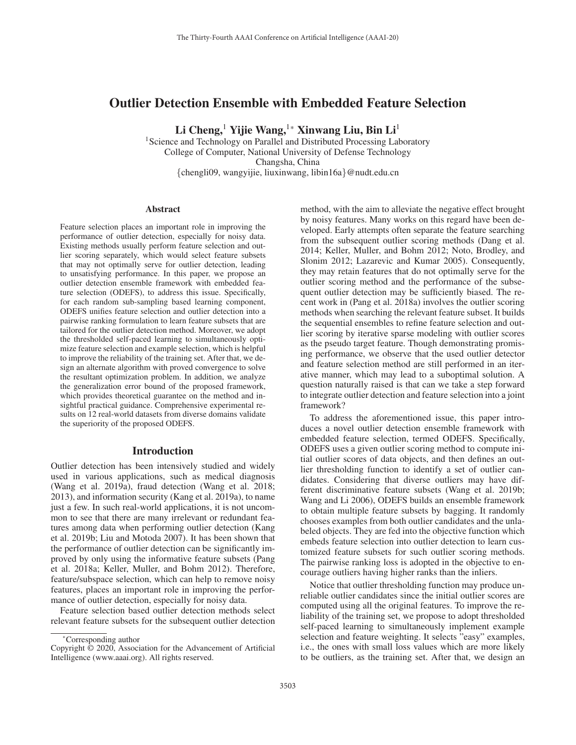# Outlier Detection Ensemble with Embedded Feature Selection

**Li Cheng,[1] Yijie Wang,[1*] Xinwang Liu, Bin Li[1]**

[1]Science and Technology on Parallel and Distributed Processing Laboratory
College of Computer, National University of Defense Technology
Changsha, China
{chengli09, wangyijie, liuxinwang, libin16a}@nudt.edu.cn

## Abstract

Feature selection places an important role in improving the performance of outlier detection, especially for noisy data. Existing methods usually perform feature selection and outlier scoring separately, which would select feature subsets that may not optimally serve for outlier detection, leading to unsatisfying performance. In this paper, we propose an outlier detection ensemble framework with embedded feature selection (ODEFS), to address this issue. Specifically, for each random sub-sampling based learning component, ODEFS unifies feature selection and outlier detection into a pairwise ranking formulation to learn feature subsets that are tailored for the outlier detection method. Moreover, we adopt the thresholded self-paced learning to simultaneously optimize feature selection and example selection, which is helpful to improve the reliability of the training set. After that, we design an alternate algorithm with proved convergence to solve the resultant optimization problem. In addition, we analyze the generalization error bound of the proposed framework, which provides theoretical guarantee on the method and insightful practical guidance. Comprehensive experimental results on 12 real-world datasets from diverse domains validate the superiority of the proposed ODEFS.

## Introduction

Outlier detection has been intensively studied and widely used in various applications, such as medical diagnosis (Wang et al. 2019a), fraud detection (Wang et al. 2018; 2013), and information security (Kang et al. 2019a), to name just a few. In such real-world applications, it is not uncommon to see that there are many irrelevant or redundant features among data when performing outlier detection (Kang et al. 2019b; Liu and Motoda 2007). It has been shown that the performance of outlier detection can be significantly improved by only using the informative feature subsets (Pang et al. 2018a; Keller, Muller, and Bohm 2012). Therefore, feature/subspace selection, which can help to remove noisy features, places an important role in improving the performance of outlier detection, especially for noisy data.

Feature selection based outlier detection methods select relevant feature subsets for the subsequent outlier detection method, with the aim to alleviate the negative effect brought by noisy features. Many works on this regard have been developed. Early attempts often separate the feature searching from the subsequent outlier scoring methods (Dang et al. 2014; Keller, Muller, and Bohm 2012; Noto, Brodley, and Slonim 2012; Lazarevic and Kumar 2005). Consequently, they may retain features that do not optimally serve for the outlier scoring method and the performance of the subsequent outlier detection may be sufficiently biased. The recent work in (Pang et al. 2018a) involves the outlier scoring methods when searching the relevant feature subset. It builds the sequential ensembles to refine feature selection and outlier scoring by iterative sparse modeling with outlier scores as the pseudo target feature. Though demonstrating promising performance, we observe that the used outlier detector and feature selection method are still performed in an iterative manner, which may lead to a suboptimal solution. A question naturally raised is that can we take a step forward to integrate outlier detection and feature selection into a joint framework?

To address the aforementioned issue, this paper introduces a novel outlier detection ensemble framework with embedded feature selection, termed ODEFS. Specifically, ODEFS uses a given outlier scoring method to compute initial outlier scores of data objects, and then defines an outlier thresholding function to identify a set of outlier candidates. Considering that diverse outliers may have different discriminative feature subsets (Wang et al. 2019b; Wang and Li 2006), ODEFS builds an ensemble framework to obtain multiple feature subsets by bagging. It randomly chooses examples from both outlier candidates and the unlabeled objects. They are fed into the objective function which embeds feature selection into outlier detection to learn customized feature subsets for such outlier scoring methods. The pairwise ranking loss is adopted in the objective to encourage outliers having higher ranks than the inliers.

Notice that outlier thresholding function may produce unreliable outlier candidates since the initial outlier scores are computed using all the original features. To improve the reliability of the training set, we propose to adopt thresholded self-paced learning to simultaneously implement example selection and feature weighting. It selects "easy" examples, i.e., the ones with small loss values which are more likely to be outliers, as the training set. After that, we design an

---

*Corresponding author
Copyright © 2020, Association for the Advancement of Artificial Intelligence (www.aaai.org). All rights reserved.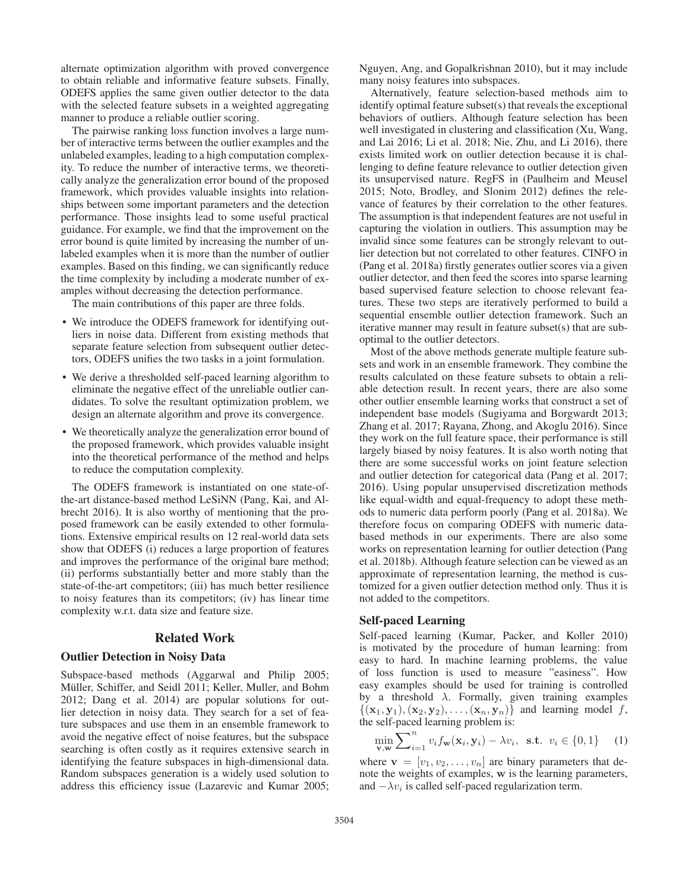alternate optimization algorithm with proved convergence to obtain reliable and informative feature subsets. Finally, ODEFS applies the same given outlier detector to the data with the selected feature subsets in a weighted aggregating manner to produce a reliable outlier scoring.

The pairwise ranking loss function involves a large number of interactive terms between the outlier examples and the unlabeled examples, leading to a high computation complexity. To reduce the number of interactive terms, we theoretically analyze the generalization error bound of the proposed framework, which provides valuable insights into relationships between some important parameters and the detection performance. Those insights lead to some useful practical guidance. For example, we find that the improvement on the error bound is quite limited by increasing the number of unlabeled examples when it is more than the number of outlier examples. Based on this finding, we can significantly reduce the time complexity by including a moderate number of examples without decreasing the detection performance.

The main contributions of this paper are three folds.

- We introduce the ODEFS framework for identifying outliers in noise data. Different from existing methods that separate feature selection from subsequent outlier detectors, ODEFS unifies the two tasks in a joint formulation.
- We derive a thresholded self-paced learning algorithm to eliminate the negative effect of the unreliable outlier candidates. To solve the resultant optimization problem, we design an alternate algorithm and prove its convergence.
- We theoretically analyze the generalization error bound of the proposed framework, which provides valuable insight into the theoretical performance of the method and helps to reduce the computation complexity.

The ODEFS framework is instantiated on one state-of-the-art distance-based method LeSiNN (Pang, Kai, and Albrecht 2016). It is also worthy of mentioning that the proposed framework can be easily extended to other formulations. Extensive empirical results on 12 real-world data sets show that ODEFS (i) reduces a large proportion of features and improves the performance of the original bare method; (ii) performs substantially better and more stably than the state-of-the-art competitors; (iii) has much better resilience to noisy features than its competitors; (iv) has linear time complexity w.r.t. data size and feature size.

## Related Work

### Outlier Detection in Noisy Data

Subspace-based methods (Aggarwal and Philip 2005; Müller, Schiffer, and Seidl 2011; Keller, Muller, and Bohm 2012; Dang et al. 2014) are popular solutions for outlier detection in noisy data. They search for a set of feature subspaces and use them in an ensemble framework to avoid the negative effect of noise features, but the subspace searching is often costly as it requires extensive search in identifying the feature subspaces in high-dimensional data. Random subspaces generation is a widely used solution to address this efficiency issue (Lazarevic and Kumar 2005; Nguyen, Ang, and Gopalkrishnan 2010), but it may include many noisy features into subspaces.

Alternatively, feature selection-based methods aim to identify optimal feature subset(s) that reveals the exceptional behaviors of outliers. Although feature selection has been well investigated in clustering and classification (Xu, Wang, and Lai 2016; Li et al. 2018; Nie, Zhu, and Li 2016), there exists limited work on outlier detection because it is challenging to define feature relevance to outlier detection given its unsupervised nature. RegFS in (Paulheim and Meusel 2015; Noto, Brodley, and Slonim 2012) defines the relevance of features by their correlation to the other features. The assumption is that independent features are not useful in capturing the violation in outliers. This assumption may be invalid since some features can be strongly relevant to outlier detection but not correlated to other features. CINFO in (Pang et al. 2018a) firstly generates outlier scores via a given outlier detector, and then feed the scores into sparse learning based supervised feature selection to choose relevant features. These two steps are iteratively performed to build a sequential ensemble outlier detection framework. Such an iterative manner may result in feature subset(s) that are suboptimal to the outlier detectors.

Most of the above methods generate multiple feature subsets and work in an ensemble framework. They combine the results calculated on these feature subsets to obtain a reliable detection result. In recent years, there are also some other outlier ensemble learning works that construct a set of independent base models (Sugiyama and Borgwardt 2013; Zhang et al. 2017; Rayana, Zhong, and Akoglu 2016). Since they work on the full feature space, their performance is still largely biased by noisy features. It is also worth noting that there are some successful works on joint feature selection and outlier detection for categorical data (Pang et al. 2017; 2016). Using popular unsupervised discretization methods like equal-width and equal-frequency to adopt these methods to numeric data perform poorly (Pang et al. 2018a). We therefore focus on comparing ODEFS with numeric data-based methods in our experiments. There are also some works on representation learning for outlier detection (Pang et al. 2018b). Although feature selection can be viewed as an approximate of representation learning, the method is customized for a given outlier detection method only. Thus it is not added to the competitors.

### Self-paced Learning

Self-paced learning (Kumar, Packer, and Koller 2010) is motivated by the procedure of human learning: from easy to hard. In machine learning problems, the value of loss function is used to measure "easiness". How easy examples should be used for training is controlled by a threshold $\lambda$. Formally, given training examples $\{(\mathbf{x}_1, \mathbf{y}_1), (\mathbf{x}_2, \mathbf{y}_2), \ldots, (\mathbf{x}_n, \mathbf{y}_n)\}$ and learning model $f$, the self-paced learning problem is:

$$\min_{\mathbf{v},\mathbf{w}} \sum_{i=1}^{n} v_i f_{\mathbf{w}}(\mathbf{x}_i, \mathbf{y}_i) - \lambda v_i, \;\; \textbf{s.t.} \;\; v_i \in \{0, 1\} \quad (1)$$

where $\mathbf{v} = [v_1, v_2, \ldots, v_n]$ are binary parameters that denote the weights of examples, $\mathbf{w}$ is the learning parameters, and $-\lambda v_i$ is called self-paced regularization term.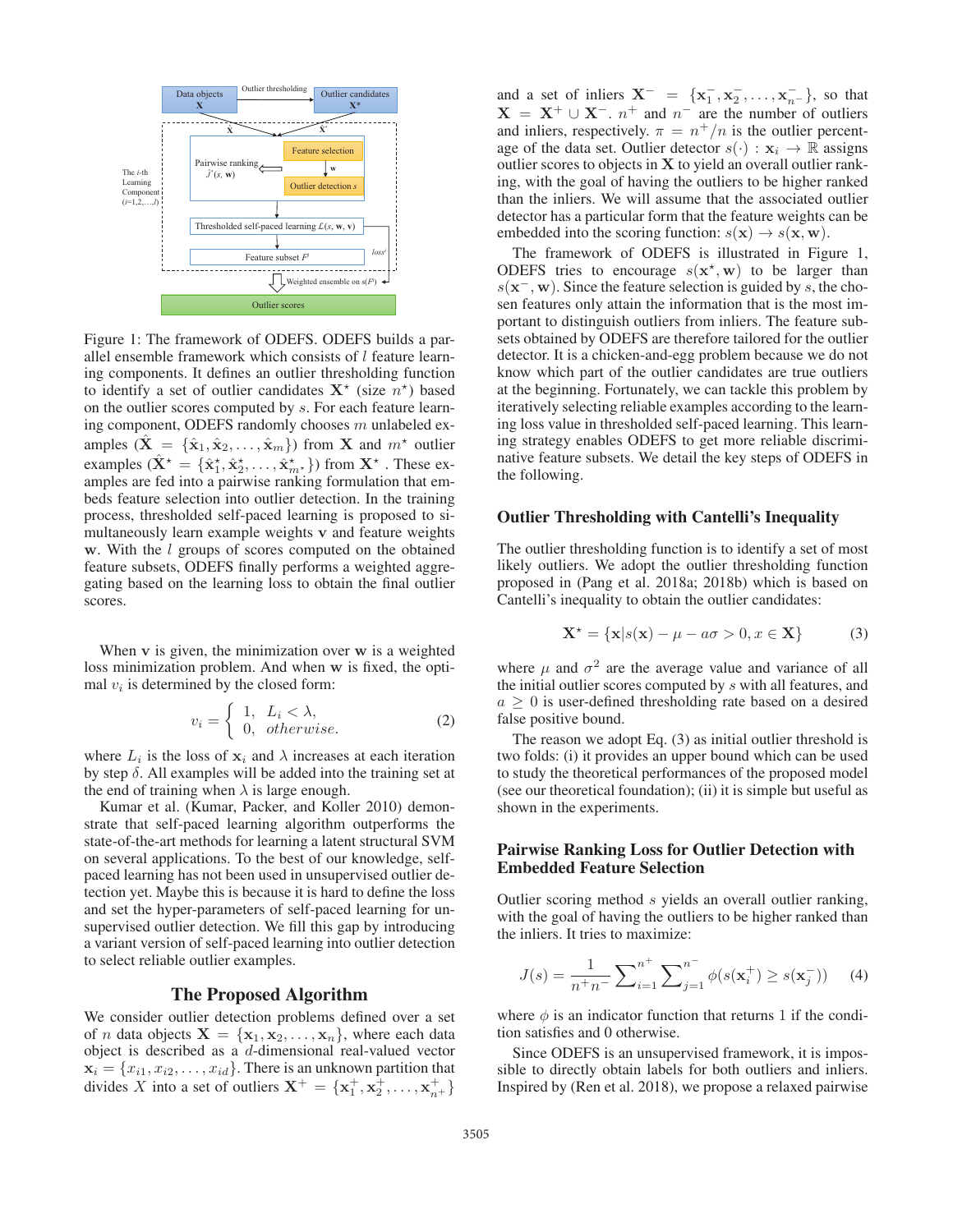Figure 1: The framework of ODEFS. ODEFS builds a parallel ensemble framework which consists of $l$ feature learning components. It defines an outlier thresholding function to identify a set of outlier candidates $\mathbf{X}^\star$ (size $n^\star$) based on the outlier scores computed by $s$. For each feature learning component, ODEFS randomly chooses $m$ unlabeled examples ($\hat{\mathbf{X}} = \{\hat{\mathbf{x}}_1, \hat{\mathbf{x}}_2, \ldots, \hat{\mathbf{x}}_m\}$) from $\mathbf{X}$ and $m^\star$ outlier examples ($\hat{\mathbf{X}}^\star = \{\hat{\mathbf{x}}_1^\star, \hat{\mathbf{x}}_2^\star, \ldots, \hat{\mathbf{x}}_{m^\star}^\star\}$) from $\mathbf{X}^\star$. These examples are fed into a pairwise ranking formulation that embeds feature selection into outlier detection. In the training process, thresholded self-paced learning is proposed to simultaneously learn example weights $\mathbf{v}$ and feature weights $\mathbf{w}$. With the $l$ groups of scores computed on the obtained feature subsets, ODEFS finally performs a weighted aggregating based on the learning loss to obtain the final outlier scores.

When $\mathbf{v}$ is given, the minimization over $\mathbf{w}$ is a weighted loss minimization problem. And when $\mathbf{w}$ is fixed, the optimal $v_i$ is determined by the closed form:

$$v_i = \begin{cases} 1, & L_i < \lambda, \\ 0, & otherwise. \end{cases} \tag{2}$$

where $L_i$ is the loss of $\mathbf{x}_i$ and $\lambda$ increases at each iteration by step $\delta$. All examples will be added into the training set at the end of training when $\lambda$ is large enough.

Kumar et al. (Kumar, Packer, and Koller 2010) demonstrate that self-paced learning algorithm outperforms the state-of-the-art methods for learning a latent structural SVM on several applications. To the best of our knowledge, self-paced learning has not been used in unsupervised outlier detection yet. Maybe this is because it is hard to define the loss and set the hyper-parameters of self-paced learning for unsupervised outlier detection. We fill this gap by introducing a variant version of self-paced learning into outlier detection to select reliable outlier examples.

## The Proposed Algorithm

We consider outlier detection problems defined over a set of $n$ data objects $\mathbf{X} = \{\mathbf{x}_1, \mathbf{x}_2, \ldots, \mathbf{x}_n\}$, where each data object is described as a $d$-dimensional real-valued vector $\mathbf{x}_i = \{x_{i1}, x_{i2}, \ldots, x_{id}\}$. There is an unknown partition that divides $X$ into a set of outliers $\mathbf{X}^+ = \{\mathbf{x}_1^+, \mathbf{x}_2^+, \ldots, \mathbf{x}_{n^+}^+\}$ and a set of inliers $\mathbf{X}^- = \{\mathbf{x}_1^-, \mathbf{x}_2^-, \ldots, \mathbf{x}_{n^-}^-\}$, so that $\mathbf{X} = \mathbf{X}^+ \cup \mathbf{X}^-$. $n^+$ and $n^-$ are the number of outliers and inliers, respectively. $\pi = n^+/n$ is the outlier percentage of the data set. Outlier detector $s(\cdot) : \mathbf{x}_i \to \mathbb{R}$ assigns outlier scores to objects in $\mathbf{X}$ to yield an overall outlier ranking, with the goal of having the outliers to be higher ranked than the inliers. We will assume that the associated outlier detector has a particular form that the feature weights can be embedded into the scoring function: $s(\mathbf{x}) \to s(\mathbf{x}, \mathbf{w})$.

The framework of ODEFS is illustrated in Figure 1, ODEFS tries to encourage $s(\mathbf{x}^\star, \mathbf{w})$ to be larger than $s(\mathbf{x}^-, \mathbf{w})$. Since the feature selection is guided by $s$, the chosen features only attain the information that is the most important to distinguish outliers from inliers. The feature subsets obtained by ODEFS are therefore tailored for the outlier detector. It is a chicken-and-egg problem because we do not know which part of the outlier candidates are true outliers at the beginning. Fortunately, we can tackle this problem by iteratively selecting reliable examples according to the learning loss value in thresholded self-paced learning. This learning strategy enables ODEFS to get more reliable discriminative feature subsets. We detail the key steps of ODEFS in the following.

### Outlier Thresholding with Cantelli's Inequality

The outlier thresholding function is to identify a set of most likely outliers. We adopt the outlier thresholding function proposed in (Pang et al. 2018a; 2018b) which is based on Cantelli's inequality to obtain the outlier candidates:

$$\mathbf{X}^\star = \{\mathbf{x} | s(\mathbf{x}) - \mu - a\sigma > 0, x \in \mathbf{X}\} \tag{3}$$

where $\mu$ and $\sigma^2$ are the average value and variance of all the initial outlier scores computed by $s$ with all features, and $a \geq 0$ is user-defined thresholding rate based on a desired false positive bound.

The reason we adopt Eq. (3) as initial outlier threshold is two folds: (i) it provides an upper bound which can be used to study the theoretical performances of the proposed model (see our theoretical foundation); (ii) it is simple but useful as shown in the experiments.

### Pairwise Ranking Loss for Outlier Detection with Embedded Feature Selection

Outlier scoring method $s$ yields an overall outlier ranking, with the goal of having the outliers to be higher ranked than the inliers. It tries to maximize:

$$J(s) = \frac{1}{n^+ n^-} \sum_{i=1}^{n^+} \sum_{j=1}^{n^-} \phi(s(\mathbf{x}_i^+) \geq s(\mathbf{x}_j^-)) \tag{4}$$

where $\phi$ is an indicator function that returns 1 if the condition satisfies and 0 otherwise.

Since ODEFS is an unsupervised framework, it is impossible to directly obtain labels for both outliers and inliers. Inspired by (Ren et al. 2018), we propose a relaxed pairwise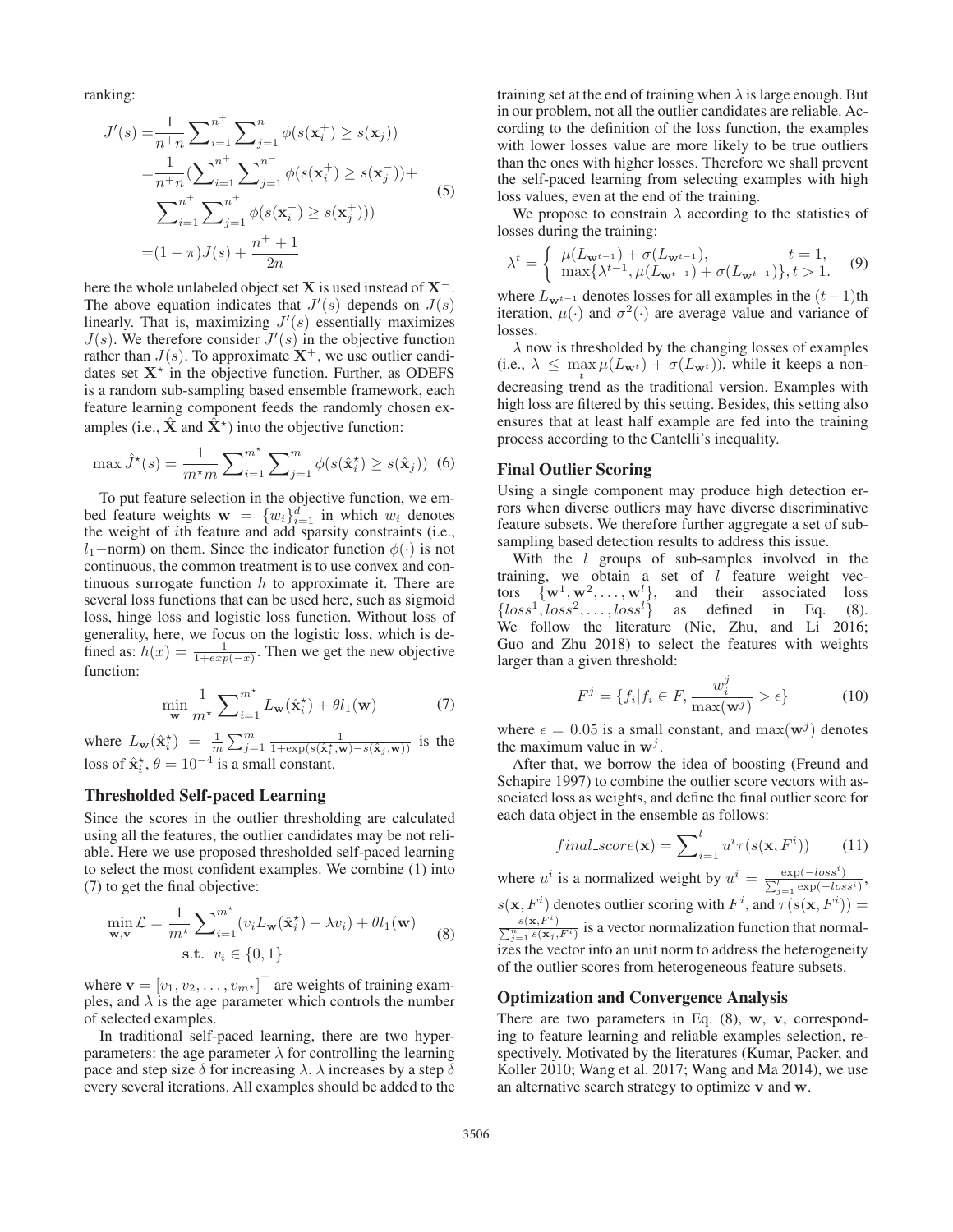ranking:

$$
\begin{aligned}
J'(s) =& \frac{1}{n^+ n} \sum_{i=1}^{n^+} \sum_{j=1}^{n} \phi(s(\mathbf{x}_i^+) \geq s(\mathbf{x}_j)) \\
=& \frac{1}{n^+ n} (\sum_{i=1}^{n^+} \sum_{j=1}^{n^-} \phi(s(\mathbf{x}_i^+) \geq s(\mathbf{x}_j^-)) + \\
& \sum_{i=1}^{n^+} \sum_{j=1}^{n^+} \phi(s(\mathbf{x}_i^+) \geq s(\mathbf{x}_j^+))) \\
=& (1-\pi) J(s) + \frac{n^+ + 1}{2n}
\end{aligned}
\tag{5}
$$

here the whole unlabeled object set $\mathbf{X}$ is used instead of $\mathbf{X}^-$. The above equation indicates that $J'(s)$ depends on $J(s)$ linearly. That is, maximizing $J'(s)$ essentially maximizes $J(s)$. We therefore consider $J'(s)$ in the objective function rather than $J(s)$. To approximate $\mathbf{X}^+$, we use outlier candidates set $\mathbf{X}^\star$ in the objective function. Further, as ODEFS is a random sub-sampling based ensemble framework, each feature learning component feeds the randomly chosen examples (i.e., $\hat{\mathbf{X}}$ and $\hat{\mathbf{X}}^\star$) into the objective function:

$$
\max \hat{J}^\star(s) = \frac{1}{m^\star m} \sum_{i=1}^{m^\star} \sum_{j=1}^{m} \phi(s(\hat{\mathbf{x}}_i^\star) \geq s(\hat{\mathbf{x}}_j)) \tag{6}
$$

To put feature selection in the objective function, we embed feature weights $\mathbf{w} = \{w_i\}_{i=1}^d$ in which $w_i$ denotes the weight of $i$th feature and add sparsity constraints (i.e., $l_1$−norm) on them. Since the indicator function $\phi(\cdot)$ is not continuous, the common treatment is to use convex and continuous surrogate function $h$ to approximate it. There are several loss functions that can be used here, such as sigmoid loss, hinge loss and logistic loss function. Without loss of generality, here, we focus on the logistic loss, which is defined as: $h(x) = \frac{1}{1+exp(-x)}$. Then we get the new objective function:

$$
\min_{\mathbf{w}} \frac{1}{m^\star} \sum_{i=1}^{m^\star} L_{\mathbf{w}}(\hat{\mathbf{x}}_i^\star) + \theta l_1(\mathbf{w}) \tag{7}
$$

where $L_{\mathbf{w}}(\hat{\mathbf{x}}_i^\star) = \frac{1}{m} \sum_{j=1}^{m} \frac{1}{1+\exp(s(\hat{\mathbf{x}}_i^\star, \mathbf{w}) - s(\hat{\mathbf{x}}_j, \mathbf{w}))}$ is the loss of $\hat{\mathbf{x}}_i^\star$, $\theta = 10^{-4}$ is a small constant.

### Thresholded Self-paced Learning

Since the scores in the outlier thresholding are calculated using all the features, the outlier candidates may not be reliable. Here we use proposed thresholded self-paced learning to select the most confident examples. We combine (1) into (7) to get the final objective:

$$
\begin{aligned}
\min_{\mathbf{w}, \mathbf{v}} \mathcal{L} = & \frac{1}{m^\star} \sum_{i=1}^{m^\star} (v_i L_{\mathbf{w}}(\hat{\mathbf{x}}_i^\star) - \lambda v_i) + \theta l_1(\mathbf{w}) \\
& \textbf{s.t.} \;\; v_i \in \{0, 1\}
\end{aligned}
\tag{8}
$$

where $\mathbf{v} = [v_1, v_2, \ldots, v_{m^\star}]^\top$ are weights of training examples, and $\lambda$ is the age parameter which controls the number of selected examples.

In traditional self-paced learning, there are two hyperparameters: the age parameter $\lambda$ for controlling the learning pace and step size $\delta$ for increasing $\lambda$. $\lambda$ increases by a step $\delta$ every several iterations. All examples should be added to the training set at the end of training when $\lambda$ is large enough. But in our problem, not all the outlier candidates are reliable. According to the definition of the loss function, the examples with lower losses value are more likely to be true outliers than the ones with higher losses. Therefore we shall prevent the self-paced learning from selecting examples with high loss values, even at the end of the training.

We propose to constrain $\lambda$ according to the statistics of losses during the training:

$$
\lambda^t = \begin{cases} \mu(L_{\mathbf{w}^{t-1}}) + \sigma(L_{\mathbf{w}^{t-1}}), & t = 1, \\ \max\{\lambda^{t-1}, \mu(L_{\mathbf{w}^{t-1}}) + \sigma(L_{\mathbf{w}^{t-1}})\}, & t > 1. \end{cases} \tag{9}
$$

where $L_{\mathbf{w}^{t-1}}$ denotes losses for all examples in the $(t-1)$th iteration, $\mu(\cdot)$ and $\sigma^2(\cdot)$ are average value and variance of losses.

$\lambda$ now is thresholded by the changing losses of examples (i.e., $\lambda \leq \max_t \mu(L_{\mathbf{w}^t}) + \sigma(L_{\mathbf{w}^t})$), while it keeps a non-decreasing trend as the traditional version. Examples with high loss are filtered by this setting. Besides, this setting also ensures that at least half example are fed into the training process according to the Cantelli's inequality.

### Final Outlier Scoring

Using a single component may produce high detection errors when diverse outliers may have diverse discriminative feature subsets. We therefore further aggregate a set of sub-sampling based detection results to address this issue.

With the $l$ groups of sub-samples involved in the training, we obtain a set of $l$ feature weight vectors $\{\mathbf{w}^1, \mathbf{w}^2, \ldots, \mathbf{w}^l\}$, and their associated loss $\{loss^1, loss^2, \ldots, loss^l\}$ as defined in Eq. (8). We follow the literature (Nie, Zhu, and Li 2016; Guo and Zhu 2018) to select the features with weights larger than a given threshold:

$$
F^j = \{f_i | f_i \in F, \frac{w_i^j}{\max(\mathbf{w}^j)} > \epsilon\} \tag{10}
$$

where $\epsilon = 0.05$ is a small constant, and $\max(\mathbf{w}^j)$ denotes the maximum value in $\mathbf{w}^j$.

After that, we borrow the idea of boosting (Freund and Schapire 1997) to combine the outlier score vectors with associated loss as weights, and define the final outlier score for each data object in the ensemble as follows:

$$
final\_score(\mathbf{x}) = \sum_{i=1}^{l} u^i \tau(s(\mathbf{x}, F^i)) \tag{11}
$$

where $u^i$ is a normalized weight by $u^i = \frac{\exp(-loss^i)}{\sum_{j=1}^{l} \exp(-loss^i)}$, $s(\mathbf{x}, F^i)$ denotes outlier scoring with $F^i$, and $\tau(s(\mathbf{x}, F^i)) = \frac{s(\mathbf{x}, F^i)}{\sum_{j=1}^{n} s(\mathbf{x}_j, F^i)}$ is a vector normalization function that normalizes the vector into an unit norm to address the heterogeneity of the outlier scores from heterogeneous feature subsets.

### Optimization and Convergence Analysis

There are two parameters in Eq. (8), $\mathbf{w}$, $\mathbf{v}$, corresponding to feature learning and reliable examples selection, respectively. Motivated by the literatures (Kumar, Packer, and Koller 2010; Wang et al. 2017; Wang and Ma 2014), we use an alternative search strategy to optimize $\mathbf{v}$ and $\mathbf{w}$.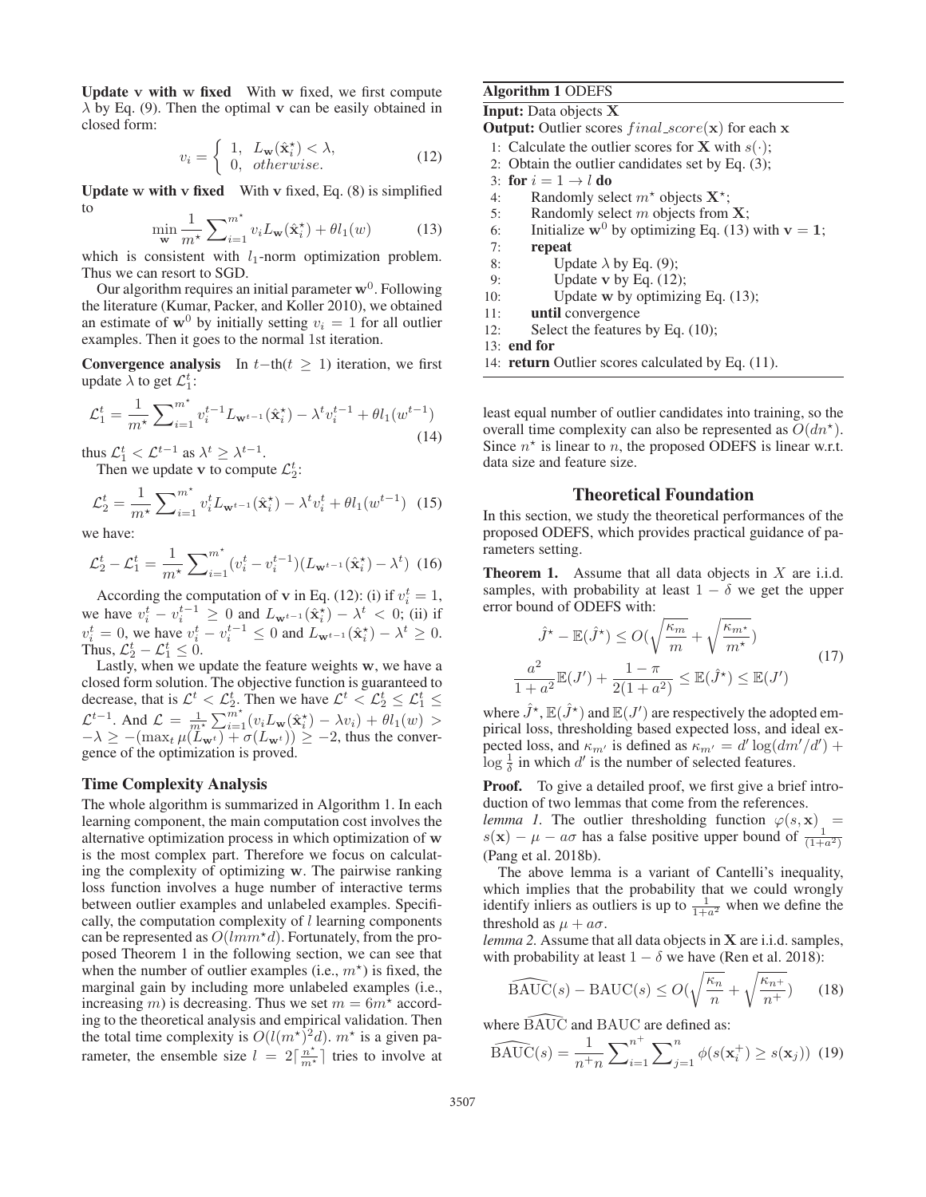**Update v with w fixed** With w fixed, we first compute $\lambda$ by Eq. (9). Then the optimal v can be easily obtained in closed form:

$$v_i = \begin{cases} 1, & L_{\mathbf{w}}(\hat{\mathbf{x}}_i^\star) < \lambda, \\ 0, & otherwise. \end{cases} \tag{12}$$

**Update w with v fixed** With v fixed, Eq. (8) is simplified to

$$\min_{\mathbf{w}} \frac{1}{m^\star} \sum_{i=1}^{m^\star} v_i L_{\mathbf{w}}(\hat{\mathbf{x}}_i^\star) + \theta l_1(w) \tag{13}$$

which is consistent with $l_1$-norm optimization problem. Thus we can resort to SGD.

Our algorithm requires an initial parameter $\mathbf{w}^0$. Following the literature (Kumar, Packer, and Koller 2010), we obtained an estimate of $\mathbf{w}^0$ by initially setting $v_i = 1$ for all outlier examples. Then it goes to the normal 1st iteration.

**Convergence analysis** In $t$−th($t \geq 1$) iteration, we first update $\lambda$ to get $\mathcal{L}_1^t$:

$$\mathcal{L}_1^t = \frac{1}{m^\star} \sum_{i=1}^{m^\star} v_i^{t-1} L_{\mathbf{w}^{t-1}}(\hat{\mathbf{x}}_i^\star) - \lambda^t v_i^{t-1} + \theta l_1(w^{t-1}) \tag{14}$$

thus $\mathcal{L}_1^t < \mathcal{L}^{t-1}$ as $\lambda^t \geq \lambda^{t-1}$.

Then we update v to compute $\mathcal{L}_2^t$:

$$\mathcal{L}_2^t = \frac{1}{m^\star} \sum_{i=1}^{m^\star} v_i^t L_{\mathbf{w}^{t-1}}(\hat{\mathbf{x}}_i^\star) - \lambda^t v_i^t + \theta l_1(w^{t-1}) \tag{15}$$

we have:

$$\mathcal{L}_2^t - \mathcal{L}_1^t = \frac{1}{m^\star} \sum_{i=1}^{m^\star} (v_i^t - v_i^{t-1})(L_{\mathbf{w}^{t-1}}(\hat{\mathbf{x}}_i^\star) - \lambda^t) \tag{16}$$

According the computation of v in Eq. (12): (i) if $v_i^t = 1$, we have $v_i^t - v_i^{t-1} \geq 0$ and $L_{\mathbf{w}^{t-1}}(\hat{\mathbf{x}}_i^\star) - \lambda^t < 0$; (ii) if $v_i^t = 0$, we have $v_i^t - v_i^{t-1} \leq 0$ and $L_{\mathbf{w}^{t-1}}(\hat{\mathbf{x}}_i^\star) - \lambda^t \geq 0$. Thus, $\mathcal{L}_2^t - \mathcal{L}_1^t \leq 0$.

Lastly, when we update the feature weights w, we have a closed form solution. The objective function is guaranteed to decrease, that is $\mathcal{L}^t < \mathcal{L}_2^t$. Then we have $\mathcal{L}^t < \mathcal{L}_2^t \leq \mathcal{L}_1^t \leq \mathcal{L}^{t-1}$. And $\mathcal{L} = \frac{1}{m^\star} \sum_{i=1}^{m^\star} (v_i L_{\mathbf{w}}(\hat{\mathbf{x}}_i^\star) - \lambda v_i) + \theta l_1(w) > -\lambda \geq -(\max_t \mu(L_{\mathbf{w}^t}) + \sigma(L_{\mathbf{w}^t})) \geq -2$, thus the convergence of the optimization is proved.

## Time Complexity Analysis

The whole algorithm is summarized in Algorithm 1. In each learning component, the main computation cost involves the alternative optimization process in which optimization of w is the most complex part. Therefore we focus on calculating the complexity of optimizing w. The pairwise ranking loss function involves a huge number of interactive terms between outlier examples and unlabeled examples. Specifically, the computation complexity of $l$ learning components can be represented as $O(lmm^\star d)$. Fortunately, from the proposed Theorem 1 in the following section, we can see that when the number of outlier examples (i.e., $m^\star$) is fixed, the marginal gain by including more unlabeled examples (i.e., increasing $m$) is decreasing. Thus we set $m = 6m^\star$ according to the theoretical analysis and empirical validation. Then the total time complexity is $O(l(m^\star)^2 d)$. $m^\star$ is a given parameter, the ensemble size $l = 2\lceil \frac{n^\star}{m^\star} \rceil$ tries to involve at least equal number of outlier candidates into training, so the overall time complexity can also be represented as $O(dn^\star)$. Since $n^\star$ is linear to $n$, the proposed ODEFS is linear w.r.t. data size and feature size.

**Algorithm 1** ODEFS

**Input:** Data objects $\mathbf{X}$
**Output:** Outlier scores $final\_score(\mathbf{x})$ for each $\mathbf{x}$

```
1: Calculate the outlier scores for X with s(·);
2: Obtain the outlier candidates set by Eq. (3);
3: for i = 1 → l do
4:     Randomly select m* objects X*;
5:     Randomly select m objects from X;
6:     Initialize w^0 by optimizing Eq. (13) with v = 1;
7:     repeat
8:         Update λ by Eq. (9);
9:         Update v by Eq. (12);
10:        Update w by optimizing Eq. (13);
11:    until convergence
12:    Select the features by Eq. (10);
13: end for
14: return Outlier scores calculated by Eq. (11).
```

## Theoretical Foundation

In this section, we study the theoretical performances of the proposed ODEFS, which provides practical guidance of parameters setting.

**Theorem 1.** Assume that all data objects in $X$ are i.i.d. samples, with probability at least $1 - \delta$ we get the upper error bound of ODEFS with:

$$\begin{gathered} \hat{J}^\star - \mathbb{E}(\hat{J}^\star) \leq O(\sqrt{\frac{\kappa_m}{m}} + \sqrt{\frac{\kappa_{m^\star}}{m^\star}}) \\ \frac{a^2}{1+a^2}\mathbb{E}(J') + \frac{1-\pi}{2(1+a^2)} \leq \mathbb{E}(\hat{J}^\star) \leq \mathbb{E}(J') \end{gathered} \tag{17}$$

where $\hat{J}^\star, \mathbb{E}(\hat{J}^\star)$ and $\mathbb{E}(J')$ are respectively the adopted empirical loss, thresholding based expected loss, and ideal expected loss, and $\kappa_{m'}$ is defined as $\kappa_{m'} = d' \log(dm'/d') + \log \frac{1}{\delta}$ in which $d'$ is the number of selected features.

**Proof.** To give a detailed proof, we first give a brief introduction of two lemmas that come from the references.

*lemma 1.* The outlier thresholding function $\varphi(s, \mathbf{x}) = s(\mathbf{x}) - \mu - a\sigma$ has a false positive upper bound of $\frac{1}{(1+a^2)}$ (Pang et al. 2018b).

The above lemma is a variant of Cantelli's inequality, which implies that the probability that we could wrongly identify inliers as outliers is up to $\frac{1}{1+a^2}$ when we define the threshold as $\mu + a\sigma$.

*lemma 2.* Assume that all data objects in $\mathbf{X}$ are i.i.d. samples, with probability at least $1 - \delta$ we have (Ren et al. 2018):

$$\widehat{\mathrm{BAUC}}(s) - \mathrm{BAUC}(s) \leq O(\sqrt{\frac{\kappa_n}{n}} + \sqrt{\frac{\kappa_{n^+}}{n^+}}) \tag{18}$$

where $\widehat{\mathrm{BAUC}}$ and $\mathrm{BAUC}$ are defined as:

$$\widehat{\mathrm{BAUC}}(s) = \frac{1}{n^+ n} \sum_{i=1}^{n^+} \sum_{j=1}^{n} \phi(s(\mathbf{x}_i^+) \geq s(\mathbf{x}_j)) \tag{19}$$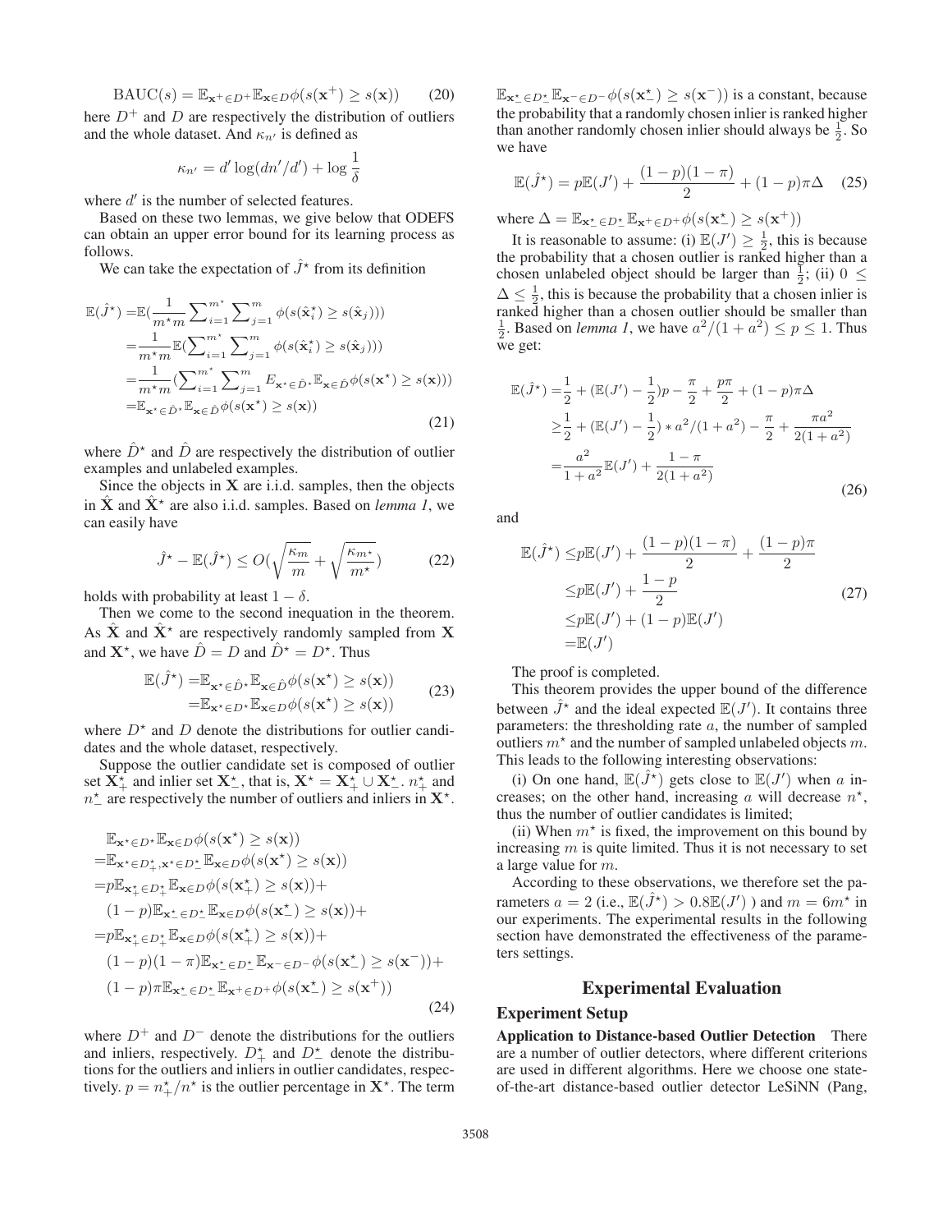$$\text{BAUC}(s) = \mathbb{E}_{\mathbf{x}^+ \in D^+} \mathbb{E}_{\mathbf{x} \in D} \phi(s(\mathbf{x}^+) \geq s(\mathbf{x})) \quad (20)$$

here $D^+$ and $D$ are respectively the distribution of outliers and the whole dataset. And $\kappa_{n'}$ is defined as

$$\kappa_{n'} = d' \log(dn'/d') + \log \frac{1}{\delta}$$

where $d'$ is the number of selected features.

Based on these two lemmas, we give below that ODEFS can obtain an upper error bound for its learning process as follows.

We can take the expectation of $\hat{J}^\star$ from its definition

$$\begin{aligned}
\mathbb{E}(\hat{J}^\star) =& \mathbb{E}(\frac{1}{m^\star m} \sum_{i=1}^{m^\star} \sum_{j=1}^{m} \phi(s(\hat{\mathbf{x}}_i^\star) \geq s(\hat{\mathbf{x}}_j))) \\
=& \frac{1}{m^\star m} \mathbb{E}(\sum_{i=1}^{m^\star} \sum_{j=1}^{m} \phi(s(\hat{\mathbf{x}}_i^\star) \geq s(\hat{\mathbf{x}}_j))) \\
=& \frac{1}{m^\star m} (\sum_{i=1}^{m^\star} \sum_{j=1}^{m} E_{\mathbf{x}^\star \in \hat{D}^\star} \mathbb{E}_{\mathbf{x} \in \hat{D}} \phi(s(\mathbf{x}^\star) \geq s(\mathbf{x}))) \\
=& \mathbb{E}_{\mathbf{x}^\star \in \hat{D}^\star} \mathbb{E}_{\mathbf{x} \in \hat{D}} \phi(s(\mathbf{x}^\star) \geq s(\mathbf{x}))
\end{aligned} \quad (21)$$

where $\hat{D}^\star$ and $\hat{D}$ are respectively the distribution of outlier examples and unlabeled examples.

Since the objects in $\mathbf{X}$ are i.i.d. samples, then the objects in $\hat{\mathbf{X}}$ and $\hat{\mathbf{X}}^\star$ are also i.i.d. samples. Based on *lemma 1*, we can easily have

$$\hat{J}^\star - \mathbb{E}(\hat{J}^\star) \leq O(\sqrt{\frac{\kappa_m}{m}} + \sqrt{\frac{\kappa_{m^\star}}{m^\star}}) \quad (22)$$

holds with probability at least $1 - \delta$.

Then we come to the second inequation in the theorem. As $\hat{\mathbf{X}}$ and $\hat{\mathbf{X}}^\star$ are respectively randomly sampled from $\mathbf{X}$ and $\mathbf{X}^\star$, we have $\hat{D} = D$ and $\hat{D}^\star = D^\star$. Thus

$$\begin{aligned}
\mathbb{E}(\hat{J}^\star) =& \mathbb{E}_{\mathbf{x}^\star \in \hat{D}^\star} \mathbb{E}_{\mathbf{x} \in \hat{D}} \phi(s(\mathbf{x}^\star) \geq s(\mathbf{x})) \\
=& \mathbb{E}_{\mathbf{x}^\star \in D^\star} \mathbb{E}_{\mathbf{x} \in D} \phi(s(\mathbf{x}^\star) \geq s(\mathbf{x}))
\end{aligned} \quad (23)$$

where $D^\star$ and $D$ denote the distributions for outlier candidates and the whole dataset, respectively.

Suppose the outlier candidate set is composed of outlier set $\mathbf{X}_+^\star$ and inlier set $\mathbf{X}_-^\star$, that is, $\mathbf{X}^\star = \mathbf{X}_+^\star \cup \mathbf{X}_-^\star$. $n_+^\star$ and $n_-^\star$ are respectively the number of outliers and inliers in $\mathbf{X}^\star$.

$$\begin{aligned}
& \mathbb{E}_{\mathbf{x}^\star \in D^\star} \mathbb{E}_{\mathbf{x} \in D} \phi(s(\mathbf{x}^\star) \geq s(\mathbf{x})) \\
=& \mathbb{E}_{\mathbf{x}^\star \in D_+^\star, \mathbf{x}^\star \in D_-^\star} \mathbb{E}_{\mathbf{x} \in D} \phi(s(\mathbf{x}^\star) \geq s(\mathbf{x})) \\
=& p \mathbb{E}_{\mathbf{x}_+^\star \in D_+^\star} \mathbb{E}_{\mathbf{x} \in D} \phi(s(\mathbf{x}_+^\star) \geq s(\mathbf{x})) + \\
& (1-p) \mathbb{E}_{\mathbf{x}_-^\star \in D_-^\star} \mathbb{E}_{\mathbf{x} \in D} \phi(s(\mathbf{x}_-^\star) \geq s(\mathbf{x})) + \\
=& p \mathbb{E}_{\mathbf{x}_+^\star \in D_+^\star} \mathbb{E}_{\mathbf{x} \in D} \phi(s(\mathbf{x}_+^\star) \geq s(\mathbf{x})) + \\
& (1-p)(1-\pi) \mathbb{E}_{\mathbf{x}_-^\star \in D_-^\star} \mathbb{E}_{\mathbf{x}^- \in D^-} \phi(s(\mathbf{x}_-^\star) \geq s(\mathbf{x}^-)) + \\
& (1-p)\pi \mathbb{E}_{\mathbf{x}_-^\star \in D_-^\star} \mathbb{E}_{\mathbf{x}^+ \in D^+} \phi(s(\mathbf{x}_-^\star) \geq s(\mathbf{x}^+))
\end{aligned} \quad (24)$$

where $D^+$ and $D^-$ denote the distributions for the outliers and inliers, respectively. $D_+^\star$ and $D_-^\star$ denote the distributions for the outliers and inliers in outlier candidates, respectively. $p = n_+^\star / n^\star$ is the outlier percentage in $\mathbf{X}^\star$. The term $\mathbb{E}_{\mathbf{x}_-^\star \in D_-^\star} \mathbb{E}_{\mathbf{x}^- \in D^-} \phi(s(\mathbf{x}_-^\star) \geq s(\mathbf{x}^-))$ is a constant, because the probability that a randomly chosen inlier is ranked higher than another randomly chosen inlier should always be $\frac{1}{2}$. So we have

$$\mathbb{E}(\hat{J}^\star) = p\mathbb{E}(J') + \frac{(1-p)(1-\pi)}{2} + (1-p)\pi\Delta \quad (25)$$

where $\Delta = \mathbb{E}_{\mathbf{x}_-^\star \in D_-^\star} \mathbb{E}_{\mathbf{x}^+ \in D^+} \phi(s(\mathbf{x}_-^\star) \geq s(\mathbf{x}^+))$

It is reasonable to assume: (i) $\mathbb{E}(J') \geq \frac{1}{2}$, this is because the probability that a chosen outlier is ranked higher than a chosen unlabeled object should be larger than $\frac{1}{2}$; (ii) $0 \leq \Delta \leq \frac{1}{2}$, this is because the probability that a chosen inlier is ranked higher than a chosen outlier should be smaller than $\frac{1}{2}$. Based on *lemma 1*, we have $a^2/(1+a^2) \leq p \leq 1$. Thus we get:

$$\begin{aligned}
\mathbb{E}(\hat{J}^\star) =& \frac{1}{2} + (\mathbb{E}(J') - \frac{1}{2})p - \frac{\pi}{2} + \frac{p\pi}{2} + (1-p)\pi\Delta \\
\geq& \frac{1}{2} + (\mathbb{E}(J') - \frac{1}{2}) * a^2/(1+a^2) - \frac{\pi}{2} + \frac{\pi a^2}{2(1+a^2)} \\
=& \frac{a^2}{1+a^2}\mathbb{E}(J') + \frac{1-\pi}{2(1+a^2)}
\end{aligned} \quad (26)$$

and

$$\begin{aligned}
\mathbb{E}(\hat{J}^\star) \leq& p\mathbb{E}(J') + \frac{(1-p)(1-\pi)}{2} + \frac{(1-p)\pi}{2} \\
\leq& p\mathbb{E}(J') + \frac{1-p}{2} \\
\leq& p\mathbb{E}(J') + (1-p)\mathbb{E}(J') \\
=& \mathbb{E}(J')
\end{aligned} \quad (27)$$

The proof is completed.

This theorem provides the upper bound of the difference between $\hat{J}^\star$ and the ideal expected $\mathbb{E}(J')$. It contains three parameters: the thresholding rate $a$, the number of sampled outliers $m^\star$ and the number of sampled unlabeled objects $m$. This leads to the following interesting observations:

(i) On one hand, $\mathbb{E}(\hat{J}^\star)$ gets close to $\mathbb{E}(J')$ when $a$ increases; on the other hand, increasing $a$ will decrease $n^\star$, thus the number of outlier candidates is limited;

(ii) When $m^\star$ is fixed, the improvement on this bound by increasing $m$ is quite limited. Thus it is not necessary to set a large value for $m$.

According to these observations, we therefore set the parameters $a = 2$ (i.e., $\mathbb{E}(\hat{J}^\star) > 0.8\mathbb{E}(J')$ ) and $m = 6m^\star$ in our experiments. The experimental results in the following section have demonstrated the effectiveness of the parameters settings.

## Experimental Evaluation

### Experiment Setup

**Application to Distance-based Outlier Detection** There are a number of outlier detectors, where different criterions are used in different algorithms. Here we choose one state-of-the-art distance-based outlier detector LeSiNN (Pang,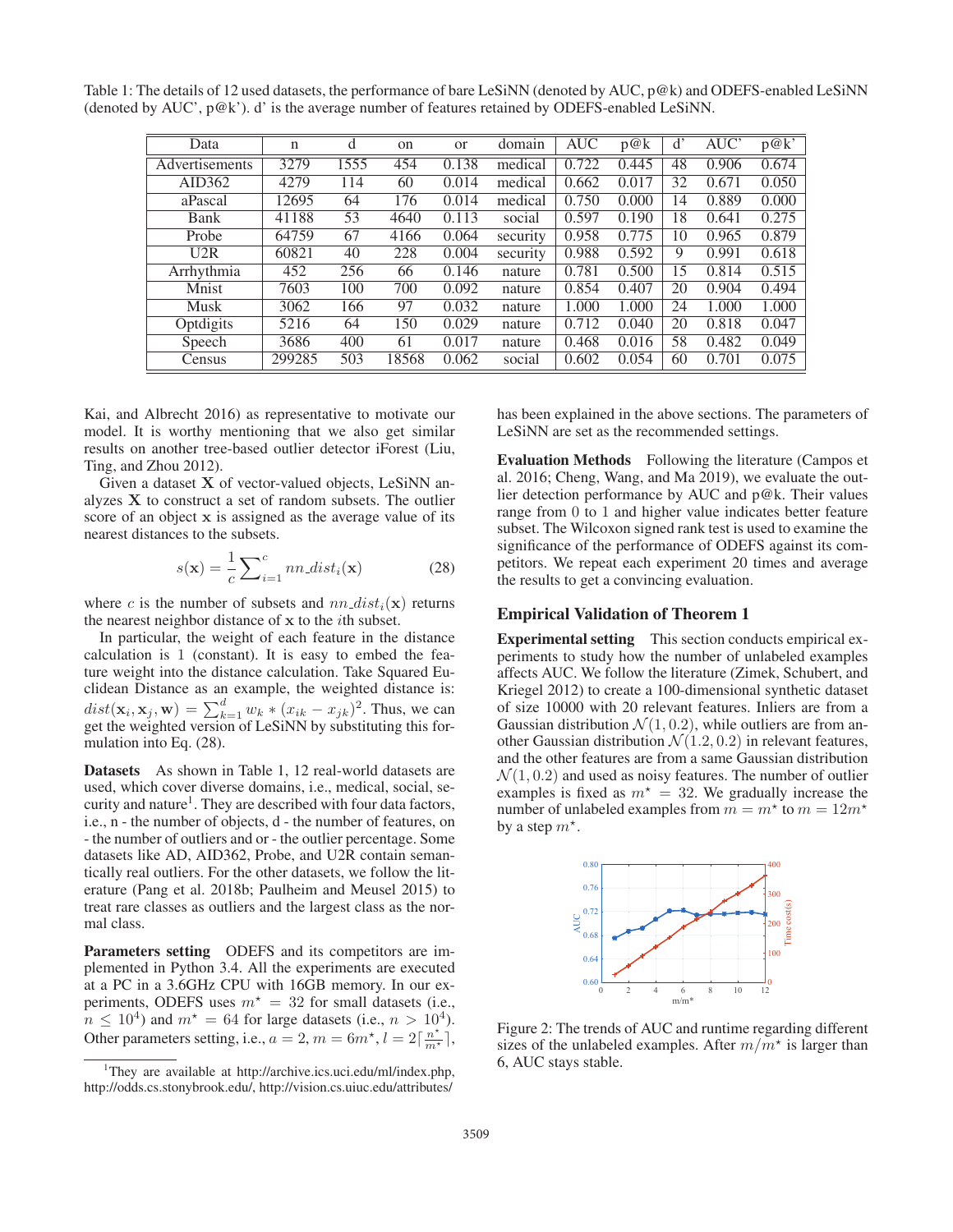Table 1: The details of 12 used datasets, the performance of bare LeSiNN (denoted by AUC, p@k) and ODEFS-enabled LeSiNN (denoted by AUC', p@k'). d' is the average number of features retained by ODEFS-enabled LeSiNN.

| Data | n | d | on | or | domain | AUC | p@k | d' | AUC' | p@k' |
|---|---|---|---|---|---|---|---|---|---|---|
| Advertisements | 3279 | 1555 | 454 | 0.138 | medical | 0.722 | 0.445 | 48 | 0.906 | 0.674 |
| AID362 | 4279 | 114 | 60 | 0.014 | medical | 0.662 | 0.017 | 32 | 0.671 | 0.050 |
| aPascal | 12695 | 64 | 176 | 0.014 | medical | 0.750 | 0.000 | 14 | 0.889 | 0.000 |
| Bank | 41188 | 53 | 4640 | 0.113 | social | 0.597 | 0.190 | 18 | 0.641 | 0.275 |
| Probe | 64759 | 67 | 4166 | 0.064 | security | 0.958 | 0.775 | 10 | 0.965 | 0.879 |
| U2R | 60821 | 40 | 228 | 0.004 | security | 0.988 | 0.592 | 9 | 0.991 | 0.618 |
| Arrhythmia | 452 | 256 | 66 | 0.146 | nature | 0.781 | 0.500 | 15 | 0.814 | 0.515 |
| Mnist | 7603 | 100 | 700 | 0.092 | nature | 0.854 | 0.407 | 20 | 0.904 | 0.494 |
| Musk | 3062 | 166 | 97 | 0.032 | nature | 1.000 | 1.000 | 24 | 1.000 | 1.000 |
| Optdigits | 5216 | 64 | 150 | 0.029 | nature | 0.712 | 0.040 | 20 | 0.818 | 0.047 |
| Speech | 3686 | 400 | 61 | 0.017 | nature | 0.468 | 0.016 | 58 | 0.482 | 0.049 |
| Census | 299285 | 503 | 18568 | 0.062 | social | 0.602 | 0.054 | 60 | 0.701 | 0.075 |

Kai, and Albrecht 2016) as representative to motivate our model. It is worthy mentioning that we also get similar results on another tree-based outlier detector iForest (Liu, Ting, and Zhou 2012).

Given a dataset $\mathbf{X}$ of vector-valued objects, LeSiNN analyzes $\mathbf{X}$ to construct a set of random subsets. The outlier score of an object $\mathbf{x}$ is assigned as the average value of its nearest distances to the subsets.

$$s(\mathbf{x}) = \frac{1}{c}\sum_{i=1}^{c} nn\_dist_i(\mathbf{x}) \tag{28}$$

where $c$ is the number of subsets and $nn\_dist_i(\mathbf{x})$ returns the nearest neighbor distance of $\mathbf{x}$ to the $i$th subset.

In particular, the weight of each feature in the distance calculation is 1 (constant). It is easy to embed the feature weight into the distance calculation. Take Squared Euclidean Distance as an example, the weighted distance is: $dist(\mathbf{x}_i, \mathbf{x}_j, \mathbf{w}) = \sum_{k=1}^{d} w_k * (x_{ik} - x_{jk})^2$. Thus, we can get the weighted version of LeSiNN by substituting this formulation into Eq. (28).

**Datasets** As shown in Table 1, 12 real-world datasets are used, which cover diverse domains, i.e., medical, social, security and nature[1]. They are described with four data factors, i.e., n - the number of objects, d - the number of features, on - the number of outliers and or - the outlier percentage. Some datasets like AD, AID362, Probe, and U2R contain semantically real outliers. For the other datasets, we follow the literature (Pang et al. 2018b; Paulheim and Meusel 2015) to treat rare classes as outliers and the largest class as the normal class.

**Parameters setting** ODEFS and its competitors are implemented in Python 3.4. All the experiments are executed at a PC in a 3.6GHz CPU with 16GB memory. In our experiments, ODEFS uses $m^\star = 32$ for small datasets (i.e., $n \leq 10^4$) and $m^\star = 64$ for large datasets (i.e., $n > 10^4$). Other parameters setting, i.e., $a = 2$, $m = 6m^\star$, $l = 2\lceil \frac{n^\star}{m^\star} \rceil$, has been explained in the above sections. The parameters of LeSiNN are set as the recommended settings.

**Evaluation Methods** Following the literature (Campos et al. 2016; Cheng, Wang, and Ma 2019), we evaluate the outlier detection performance by AUC and p@k. Their values range from 0 to 1 and higher value indicates better feature subset. The Wilcoxon signed rank test is used to examine the significance of the performance of ODEFS against its competitors. We repeat each experiment 20 times and average the results to get a convincing evaluation.

## Empirical Validation of Theorem 1

**Experimental setting** This section conducts empirical experiments to study how the number of unlabeled examples affects AUC. We follow the literature (Zimek, Schubert, and Kriegel 2012) to create a 100-dimensional synthetic dataset of size 10000 with 20 relevant features. Inliers are from a Gaussian distribution $\mathcal{N}(1, 0.2)$, while outliers are from another Gaussian distribution $\mathcal{N}(1.2, 0.2)$ in relevant features, and the other features are from a same Gaussian distribution $\mathcal{N}(1, 0.2)$ and used as noisy features. The number of outlier examples is fixed as $m^\star = 32$. We gradually increase the number of unlabeled examples from $m = m^\star$ to $m = 12m^\star$ by a step $m^\star$.

Figure 2: The trends of AUC and runtime regarding different sizes of the unlabeled examples. After $m/m^\star$ is larger than 6, AUC stays stable.

[1]They are available at http://archive.ics.uci.edu/ml/index.php, http://odds.cs.stonybrook.edu/, http://vision.cs.uiuc.edu/attributes/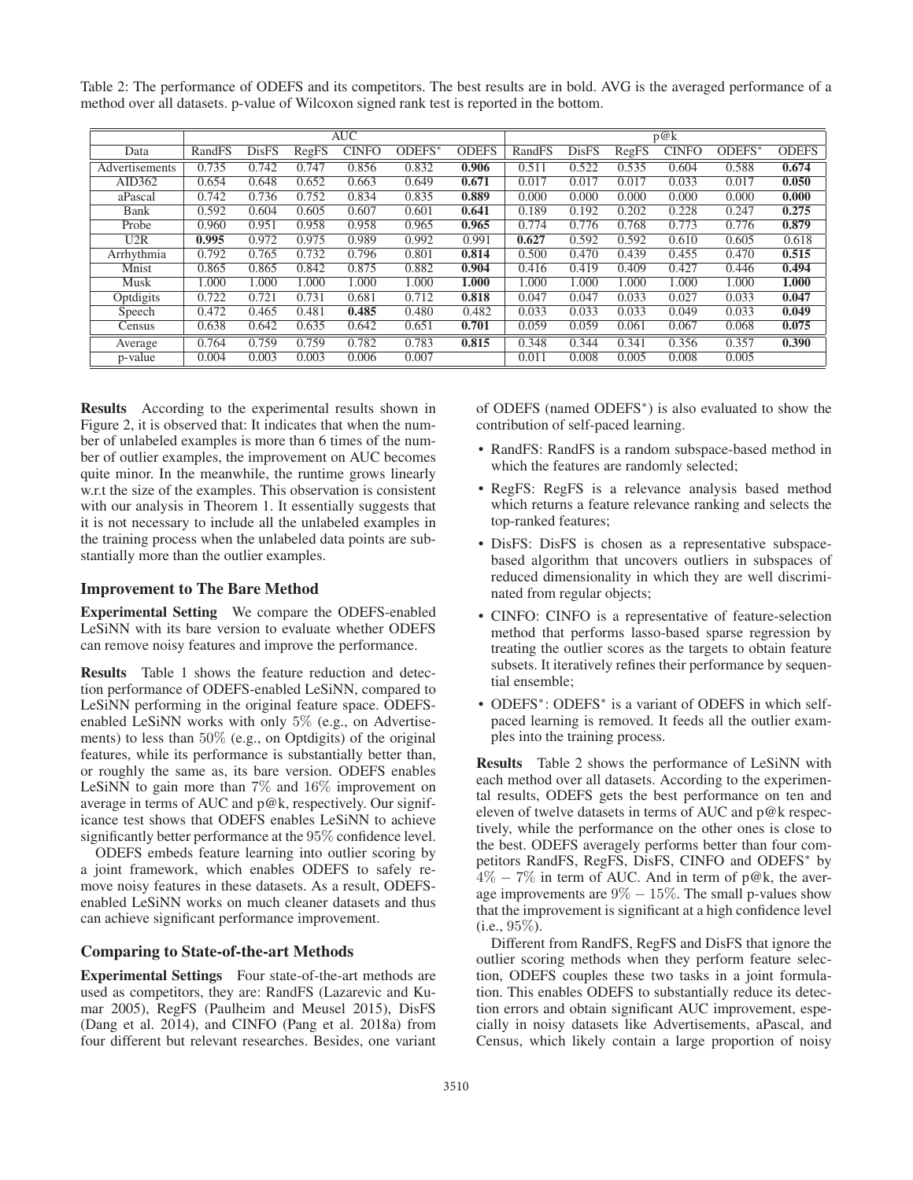Table 2: The performance of ODEFS and its competitors. The best results are in bold. AVG is the averaged performance of a method over all datasets. p-value of Wilcoxon signed rank test is reported in the bottom.

| | AUC | | | | | | p@k | | | | | |
|---|---|---|---|---|---|---|---|---|---|---|---|---|
| Data | RandFS | DisFS | RegFS | CINFO | ODEFS* | ODEFS | RandFS | DisFS | RegFS | CINFO | ODEFS* | ODEFS |
| Advertisements | 0.735 | 0.742 | 0.747 | 0.856 | 0.832 | **0.906** | 0.511 | 0.522 | 0.535 | 0.604 | 0.588 | **0.674** |
| AID362 | 0.654 | 0.648 | 0.652 | 0.663 | 0.649 | **0.671** | 0.017 | 0.017 | 0.017 | 0.033 | 0.017 | **0.050** |
| aPascal | 0.742 | 0.736 | 0.752 | 0.834 | 0.835 | **0.889** | 0.000 | 0.000 | 0.000 | 0.000 | 0.000 | **0.000** |
| Bank | 0.592 | 0.604 | 0.605 | 0.607 | 0.601 | **0.641** | 0.189 | 0.192 | 0.202 | 0.228 | 0.247 | **0.275** |
| Probe | 0.960 | 0.951 | 0.958 | 0.958 | 0.965 | **0.965** | 0.774 | 0.776 | 0.768 | 0.773 | 0.776 | **0.879** |
| U2R | **0.995** | 0.972 | 0.975 | 0.989 | 0.992 | 0.991 | **0.627** | 0.592 | 0.592 | 0.610 | 0.605 | 0.618 |
| Arrhythmia | 0.792 | 0.765 | 0.732 | 0.796 | 0.801 | **0.814** | 0.500 | 0.470 | 0.439 | 0.455 | 0.470 | **0.515** |
| Mnist | 0.865 | 0.865 | 0.842 | 0.875 | 0.882 | **0.904** | 0.416 | 0.419 | 0.409 | 0.427 | 0.446 | **0.494** |
| Musk | 1.000 | 1.000 | 1.000 | 1.000 | 1.000 | **1.000** | 1.000 | 1.000 | 1.000 | 1.000 | 1.000 | **1.000** |
| Optdigits | 0.722 | 0.721 | 0.731 | 0.681 | 0.712 | **0.818** | 0.047 | 0.047 | 0.033 | 0.027 | 0.033 | **0.047** |
| Speech | 0.472 | 0.465 | 0.481 | **0.485** | 0.480 | 0.482 | 0.033 | 0.033 | 0.033 | 0.049 | 0.033 | **0.049** |
| Census | 0.638 | 0.642 | 0.635 | 0.642 | 0.651 | **0.701** | 0.059 | 0.059 | 0.061 | 0.067 | 0.068 | **0.075** |
| Average | 0.764 | 0.759 | 0.759 | 0.782 | 0.783 | **0.815** | 0.348 | 0.344 | 0.341 | 0.356 | 0.357 | **0.390** |
| p-value | 0.004 | 0.003 | 0.003 | 0.006 | 0.007 | | 0.011 | 0.008 | 0.005 | 0.008 | 0.005 | |

**Results** According to the experimental results shown in Figure 2, it is observed that: It indicates that when the number of unlabeled examples is more than 6 times of the number of outlier examples, the improvement on AUC becomes quite minor. In the meanwhile, the runtime grows linearly w.r.t the size of the examples. This observation is consistent with our analysis in Theorem 1. It essentially suggests that it is not necessary to include all the unlabeled examples in the training process when the unlabeled data points are substantially more than the outlier examples.

### Improvement to The Bare Method

**Experimental Setting** We compare the ODEFS-enabled LeSiNN with its bare version to evaluate whether ODEFS can remove noisy features and improve the performance.

**Results** Table 1 shows the feature reduction and detection performance of ODEFS-enabled LeSiNN, compared to LeSiNN performing in the original feature space. ODEFS-enabled LeSiNN works with only $5\%$ (e.g., on Advertisements) to less than $50\%$ (e.g., on Optdigits) of the original features, while its performance is substantially better than, or roughly the same as, its bare version. ODEFS enables LeSiNN to gain more than $7\%$ and $16\%$ improvement on average in terms of AUC and p@k, respectively. Our significance test shows that ODEFS enables LeSiNN to achieve significantly better performance at the $95\%$ confidence level.

ODEFS embeds feature learning into outlier scoring by a joint framework, which enables ODEFS to safely remove noisy features in these datasets. As a result, ODEFS-enabled LeSiNN works on much cleaner datasets and thus can achieve significant performance improvement.

### Comparing to State-of-the-art Methods

**Experimental Settings** Four state-of-the-art methods are used as competitors, they are: RandFS (Lazarevic and Kumar 2005), RegFS (Paulheim and Meusel 2015), DisFS (Dang et al. 2014), and CINFO (Pang et al. 2018a) from four different but relevant researches. Besides, one variant of ODEFS (named ODEFS*) is also evaluated to show the contribution of self-paced learning.

- RandFS: RandFS is a random subspace-based method in which the features are randomly selected;
- RegFS: RegFS is a relevance analysis based method which returns a feature relevance ranking and selects the top-ranked features;
- DisFS: DisFS is chosen as a representative subspace-based algorithm that uncovers outliers in subspaces of reduced dimensionality in which they are well discriminated from regular objects;
- CINFO: CINFO is a representative of feature-selection method that performs lasso-based sparse regression by treating the outlier scores as the targets to obtain feature subsets. It iteratively refines their performance by sequential ensemble;
- ODEFS*: ODEFS* is a variant of ODEFS in which self-paced learning is removed. It feeds all the outlier examples into the training process.

**Results** Table 2 shows the performance of LeSiNN with each method over all datasets. According to the experimental results, ODEFS gets the best performance on ten and eleven of twelve datasets in terms of AUC and p@k respectively, while the performance on the other ones is close to the best. ODEFS averagely performs better than four competitors RandFS, RegFS, DisFS, CINFO and ODEFS* by $4\% - 7\%$ in term of AUC. And in term of p@k, the average improvements are $9\% - 15\%$. The small p-values show that the improvement is significant at a high confidence level (i.e., $95\%$).

Different from RandFS, RegFS and DisFS that ignore the outlier scoring methods when they perform feature selection, ODEFS couples these two tasks in a joint formulation. This enables ODEFS to substantially reduce its detection errors and obtain significant AUC improvement, especially in noisy datasets like Advertisements, aPascal, and Census, which likely contain a large proportion of noisy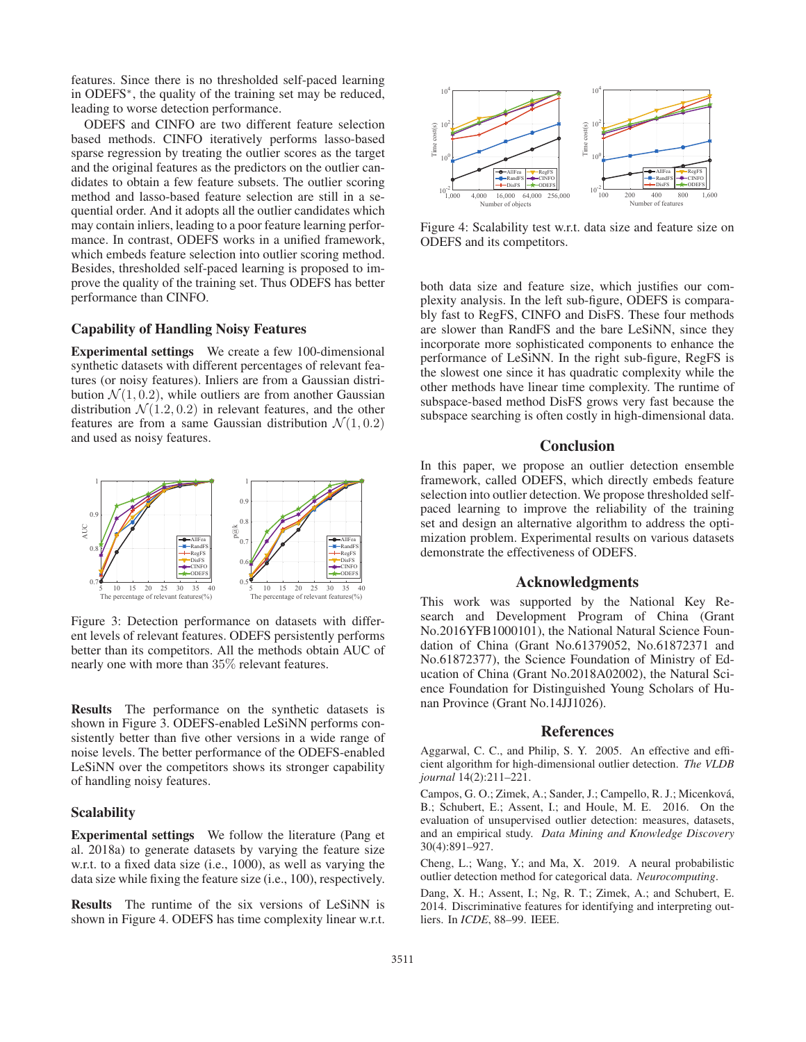features. Since there is no thresholded self-paced learning in ODEFS*, the quality of the training set may be reduced, leading to worse detection performance.

ODEFS and CINFO are two different feature selection based methods. CINFO iteratively performs lasso-based sparse regression by treating the outlier scores as the target and the original features as the predictors on the outlier candidates to obtain a few feature subsets. The outlier scoring method and lasso-based feature selection are still in a sequential order. And it adopts all the outlier candidates which may contain inliers, leading to a poor feature learning performance. In contrast, ODEFS works in a unified framework, which embeds feature selection into outlier scoring method. Besides, thresholded self-paced learning is proposed to improve the quality of the training set. Thus ODEFS has better performance than CINFO.

### Capability of Handling Noisy Features

**Experimental settings** We create a few 100-dimensional synthetic datasets with different percentages of relevant features (or noisy features). Inliers are from a Gaussian distribution $\mathcal{N}(1, 0.2)$, while outliers are from another Gaussian distribution $\mathcal{N}(1.2, 0.2)$ in relevant features, and the other features are from a same Gaussian distribution $\mathcal{N}(1, 0.2)$ and used as noisy features.

Figure 3: Detection performance on datasets with different levels of relevant features. ODEFS persistently performs better than its competitors. All the methods obtain AUC of nearly one with more than 35% relevant features.

**Results** The performance on the synthetic datasets is shown in Figure 3. ODEFS-enabled LeSiNN performs consistently better than five other versions in a wide range of noise levels. The better performance of the ODEFS-enabled LeSiNN over the competitors shows its stronger capability of handling noisy features.

### Scalability

**Experimental settings** We follow the literature (Pang et al. 2018a) to generate datasets by varying the feature size w.r.t. to a fixed data size (i.e., 1000), as well as varying the data size while fixing the feature size (i.e., 100), respectively.

**Results** The runtime of the six versions of LeSiNN is shown in Figure 4. ODEFS has time complexity linear w.r.t. both data size and feature size, which justifies our complexity analysis. In the left sub-figure, ODEFS is comparably fast to RegFS, CINFO and DisFS. These four methods are slower than RandFS and the bare LeSiNN, since they incorporate more sophisticated components to enhance the performance of LeSiNN. In the right sub-figure, RegFS is the slowest one since it has quadratic complexity while the other methods have linear time complexity. The runtime of subspace-based method DisFS grows very fast because the subspace searching is often costly in high-dimensional data.

Figure 4: Scalability test w.r.t. data size and feature size on ODEFS and its competitors.

## Conclusion

In this paper, we propose an outlier detection ensemble framework, called ODEFS, which directly embeds feature selection into outlier detection. We propose thresholded self-paced learning to improve the reliability of the training set and design an alternative algorithm to address the optimization problem. Experimental results on various datasets demonstrate the effectiveness of ODEFS.

## Acknowledgments

This work was supported by the National Key Research and Development Program of China (Grant No.2016YFB1000101), the National Natural Science Foundation of China (Grant No.61379052, No.61872371 and No.61872377), the Science Foundation of Ministry of Education of China (Grant No.2018A02002), the Natural Science Foundation for Distinguished Young Scholars of Hunan Province (Grant No.14JJ1026).

## References

Aggarwal, C. C., and Philip, S. Y. 2005. An effective and efficient algorithm for high-dimensional outlier detection. *The VLDB journal* 14(2):211–221.

Campos, G. O.; Zimek, A.; Sander, J.; Campello, R. J.; Micenková, B.; Schubert, E.; Assent, I.; and Houle, M. E. 2016. On the evaluation of unsupervised outlier detection: measures, datasets, and an empirical study. *Data Mining and Knowledge Discovery* 30(4):891–927.

Cheng, L.; Wang, Y.; and Ma, X. 2019. A neural probabilistic outlier detection method for categorical data. *Neurocomputing*.

Dang, X. H.; Assent, I.; Ng, R. T.; Zimek, A.; and Schubert, E. 2014. Discriminative features for identifying and interpreting outliers. In *ICDE*, 88–99. IEEE.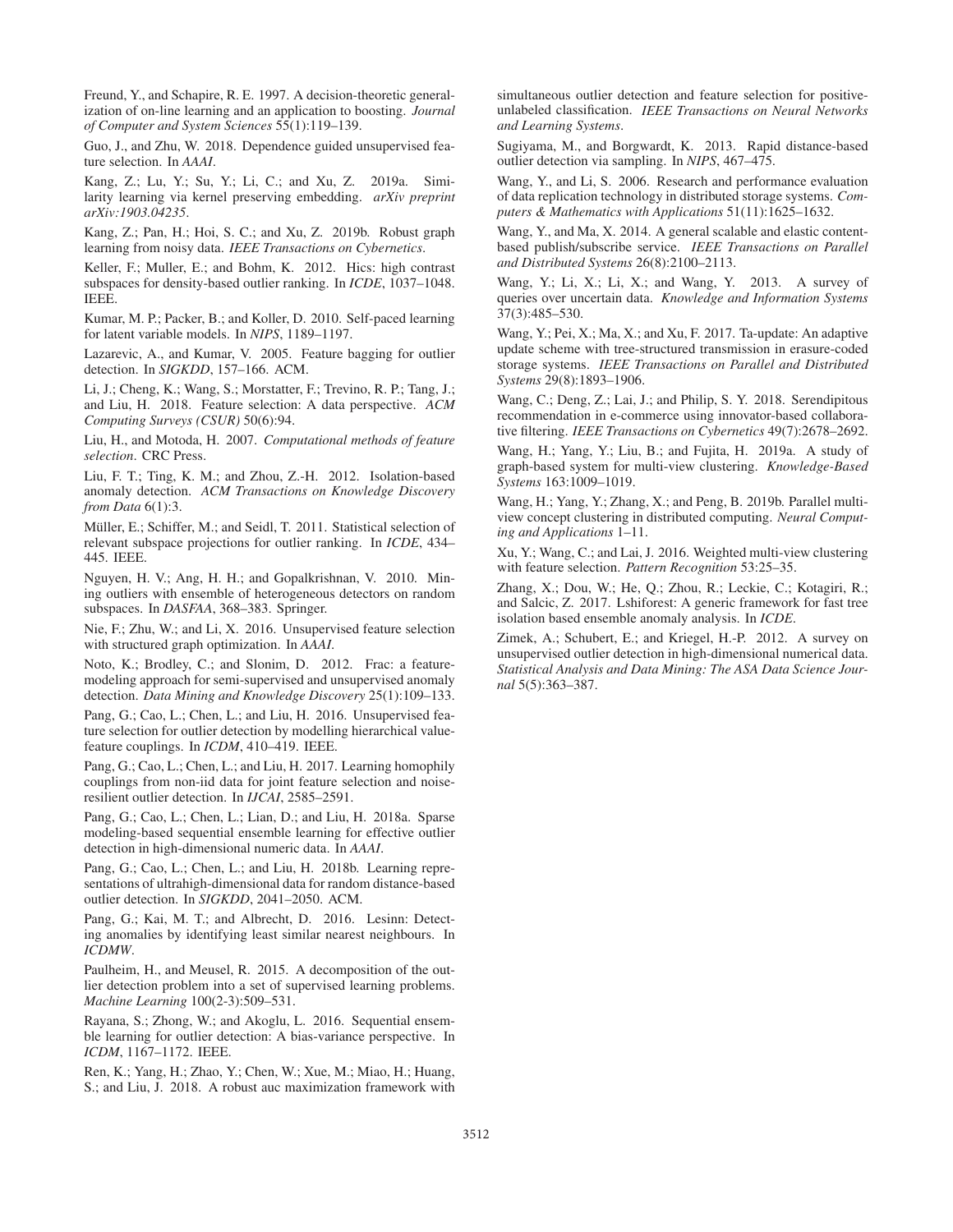Freund, Y., and Schapire, R. E. 1997. A decision-theoretic generalization of on-line learning and an application to boosting. *Journal of Computer and System Sciences* 55(1):119–139.

Guo, J., and Zhu, W. 2018. Dependence guided unsupervised feature selection. In *AAAI*.

Kang, Z.; Lu, Y.; Su, Y.; Li, C.; and Xu, Z. 2019a. Similarity learning via kernel preserving embedding. *arXiv preprint arXiv:1903.04235*.

Kang, Z.; Pan, H.; Hoi, S. C.; and Xu, Z. 2019b. Robust graph learning from noisy data. *IEEE Transactions on Cybernetics*.

Keller, F.; Muller, E.; and Bohm, K. 2012. Hics: high contrast subspaces for density-based outlier ranking. In *ICDE*, 1037–1048. IEEE.

Kumar, M. P.; Packer, B.; and Koller, D. 2010. Self-paced learning for latent variable models. In *NIPS*, 1189–1197.

Lazarevic, A., and Kumar, V. 2005. Feature bagging for outlier detection. In *SIGKDD*, 157–166. ACM.

Li, J.; Cheng, K.; Wang, S.; Morstatter, F.; Trevino, R. P.; Tang, J.; and Liu, H. 2018. Feature selection: A data perspective. *ACM Computing Surveys (CSUR)* 50(6):94.

Liu, H., and Motoda, H. 2007. *Computational methods of feature selection*. CRC Press.

Liu, F. T.; Ting, K. M.; and Zhou, Z.-H. 2012. Isolation-based anomaly detection. *ACM Transactions on Knowledge Discovery from Data* 6(1):3.

Müller, E.; Schiffer, M.; and Seidl, T. 2011. Statistical selection of relevant subspace projections for outlier ranking. In *ICDE*, 434–445. IEEE.

Nguyen, H. V.; Ang, H. H.; and Gopalkrishnan, V. 2010. Mining outliers with ensemble of heterogeneous detectors on random subspaces. In *DASFAA*, 368–383. Springer.

Nie, F.; Zhu, W.; and Li, X. 2016. Unsupervised feature selection with structured graph optimization. In *AAAI*.

Noto, K.; Brodley, C.; and Slonim, D. 2012. Frac: a feature-modeling approach for semi-supervised and unsupervised anomaly detection. *Data Mining and Knowledge Discovery* 25(1):109–133.

Pang, G.; Cao, L.; Chen, L.; and Liu, H. 2016. Unsupervised feature selection for outlier detection by modelling hierarchical value-feature couplings. In *ICDM*, 410–419. IEEE.

Pang, G.; Cao, L.; Chen, L.; and Liu, H. 2017. Learning homophily couplings from non-iid data for joint feature selection and noise-resilient outlier detection. In *IJCAI*, 2585–2591.

Pang, G.; Cao, L.; Chen, L.; Lian, D.; and Liu, H. 2018a. Sparse modeling-based sequential ensemble learning for effective outlier detection in high-dimensional numeric data. In *AAAI*.

Pang, G.; Cao, L.; Chen, L.; and Liu, H. 2018b. Learning representations of ultrahigh-dimensional data for random distance-based outlier detection. In *SIGKDD*, 2041–2050. ACM.

Pang, G.; Kai, M. T.; and Albrecht, D. 2016. Lesinn: Detecting anomalies by identifying least similar nearest neighbours. In *ICDMW*.

Paulheim, H., and Meusel, R. 2015. A decomposition of the outlier detection problem into a set of supervised learning problems. *Machine Learning* 100(2-3):509–531.

Rayana, S.; Zhong, W.; and Akoglu, L. 2016. Sequential ensemble learning for outlier detection: A bias-variance perspective. In *ICDM*, 1167–1172. IEEE.

Ren, K.; Yang, H.; Zhao, Y.; Chen, W.; Xue, M.; Miao, H.; Huang, S.; and Liu, J. 2018. A robust auc maximization framework with simultaneous outlier detection and feature selection for positive-unlabeled classification. *IEEE Transactions on Neural Networks and Learning Systems*.

Sugiyama, M., and Borgwardt, K. 2013. Rapid distance-based outlier detection via sampling. In *NIPS*, 467–475.

Wang, Y., and Li, S. 2006. Research and performance evaluation of data replication technology in distributed storage systems. *Computers & Mathematics with Applications* 51(11):1625–1632.

Wang, Y., and Ma, X. 2014. A general scalable and elastic content-based publish/subscribe service. *IEEE Transactions on Parallel and Distributed Systems* 26(8):2100–2113.

Wang, Y.; Li, X.; Li, X.; and Wang, Y. 2013. A survey of queries over uncertain data. *Knowledge and Information Systems* 37(3):485–530.

Wang, Y.; Pei, X.; Ma, X.; and Xu, F. 2017. Ta-update: An adaptive update scheme with tree-structured transmission in erasure-coded storage systems. *IEEE Transactions on Parallel and Distributed Systems* 29(8):1893–1906.

Wang, C.; Deng, Z.; Lai, J.; and Philip, S. Y. 2018. Serendipitous recommendation in e-commerce using innovator-based collaborative filtering. *IEEE Transactions on Cybernetics* 49(7):2678–2692.

Wang, H.; Yang, Y.; Liu, B.; and Fujita, H. 2019a. A study of graph-based system for multi-view clustering. *Knowledge-Based Systems* 163:1009–1019.

Wang, H.; Yang, Y.; Zhang, X.; and Peng, B. 2019b. Parallel multi-view concept clustering in distributed computing. *Neural Computing and Applications* 1–11.

Xu, Y.; Wang, C.; and Lai, J. 2016. Weighted multi-view clustering with feature selection. *Pattern Recognition* 53:25–35.

Zhang, X.; Dou, W.; He, Q.; Zhou, R.; Leckie, C.; Kotagiri, R.; and Salcic, Z. 2017. Lshiforest: A generic framework for fast tree isolation based ensemble anomaly analysis. In *ICDE*.

Zimek, A.; Schubert, E.; and Kriegel, H.-P. 2012. A survey on unsupervised outlier detection in high-dimensional numerical data. *Statistical Analysis and Data Mining: The ASA Data Science Journal* 5(5):363–387.